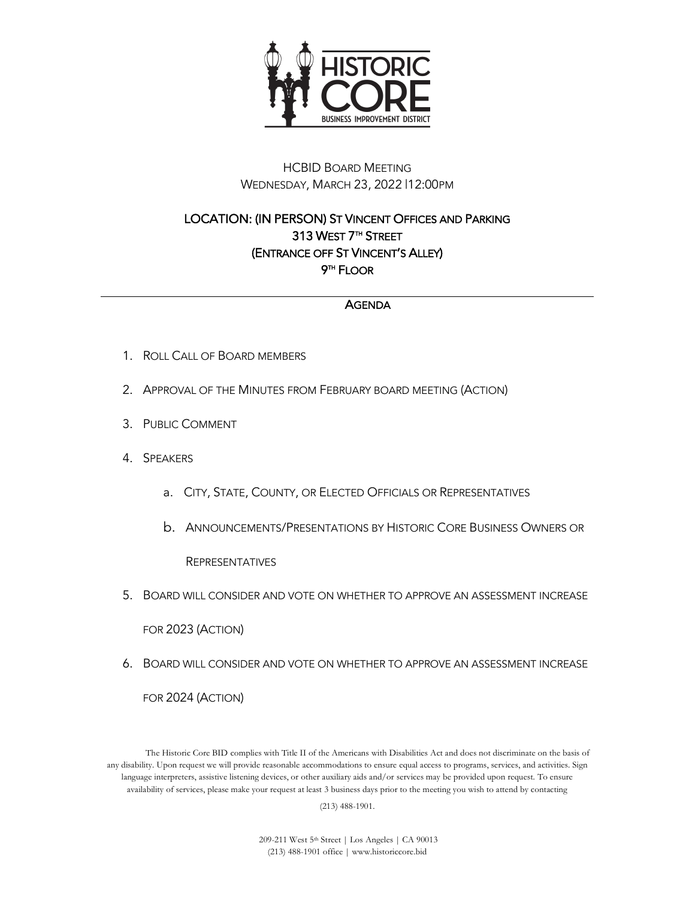# HISTORIC CORE

BUSINESS IMPROVEMENT DISTRICT

HCBID BOARD MEETING
WEDNESDAY, MARCH 23, 2022 |12:00PM

**LOCATION: (IN PERSON) ST VINCENT OFFICES AND PARKING**
**313 WEST 7TH STREET**
**(ENTRANCE OFF ST VINCENT'S ALLEY)**
**9TH FLOOR**

---

## AGENDA

1. ROLL CALL OF BOARD MEMBERS
2. APPROVAL OF THE MINUTES FROM FEBRUARY BOARD MEETING (ACTION)
3. PUBLIC COMMENT
4. SPEAKERS
   a. CITY, STATE, COUNTY, OR ELECTED OFFICIALS OR REPRESENTATIVES
   b. ANNOUNCEMENTS/PRESENTATIONS BY HISTORIC CORE BUSINESS OWNERS OR REPRESENTATIVES
5. BOARD WILL CONSIDER AND VOTE ON WHETHER TO APPROVE AN ASSESSMENT INCREASE FOR 2023 (ACTION)
6. BOARD WILL CONSIDER AND VOTE ON WHETHER TO APPROVE AN ASSESSMENT INCREASE FOR 2024 (ACTION)

The Historic Core BID complies with Title II of the Americans with Disabilities Act and does not discriminate on the basis of any disability. Upon request we will provide reasonable accommodations to ensure equal access to programs, services, and activities. Sign language interpreters, assistive listening devices, or other auxiliary aids and/or services may be provided upon request. To ensure availability of services, please make your request at least 3 business days prior to the meeting you wish to attend by contacting

(213) 488-1901.

209-211 West 5th Street | Los Angeles | CA 90013
(213) 488-1901 office | www.historiccore.bid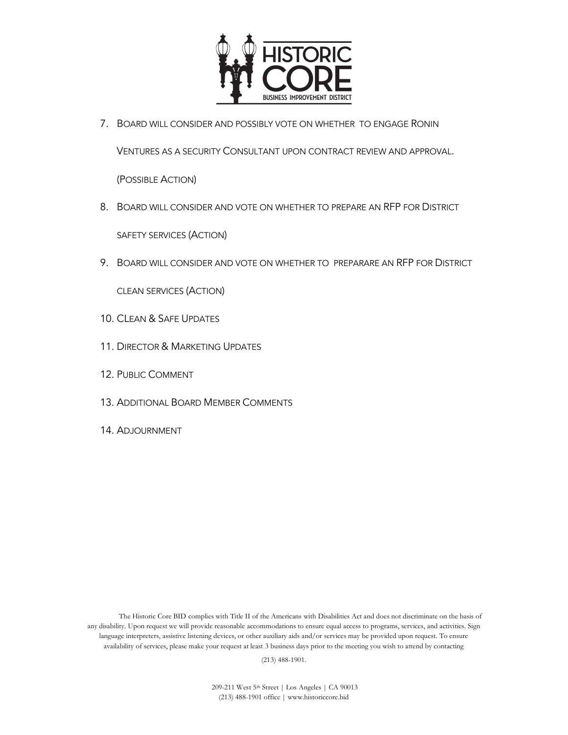7. BOARD WILL CONSIDER AND POSSIBLY VOTE ON WHETHER TO ENGAGE RONIN VENTURES AS A SECURITY CONSULTANT UPON CONTRACT REVIEW AND APPROVAL. (POSSIBLE ACTION)
8. BOARD WILL CONSIDER AND VOTE ON WHETHER TO PREPARE AN RFP FOR DISTRICT SAFETY SERVICES (ACTION)
9. BOARD WILL CONSIDER AND VOTE ON WHETHER TO PREPARARE AN RFP FOR DISTRICT CLEAN SERVICES (ACTION)
10. CLEAN & SAFE UPDATES
11. DIRECTOR & MARKETING UPDATES
12. PUBLIC COMMENT
13. ADDITIONAL BOARD MEMBER COMMENTS
14. ADJOURNMENT

The Historic Core BID complies with Title II of the Americans with Disabilities Act and does not discriminate on the basis of any disability. Upon request we will provide reasonable accommodations to ensure equal access to programs, services, and activities. Sign language interpreters, assistive listening devices, or other auxiliary aids and/or services may be provided upon request. To ensure availability of services, please make your request at least 3 business days prior to the meeting you wish to attend by contacting (213) 488-1901.

209-211 West 5th Street | Los Angeles | CA 90013
(213) 488-1901 office | www.historiccore.bid